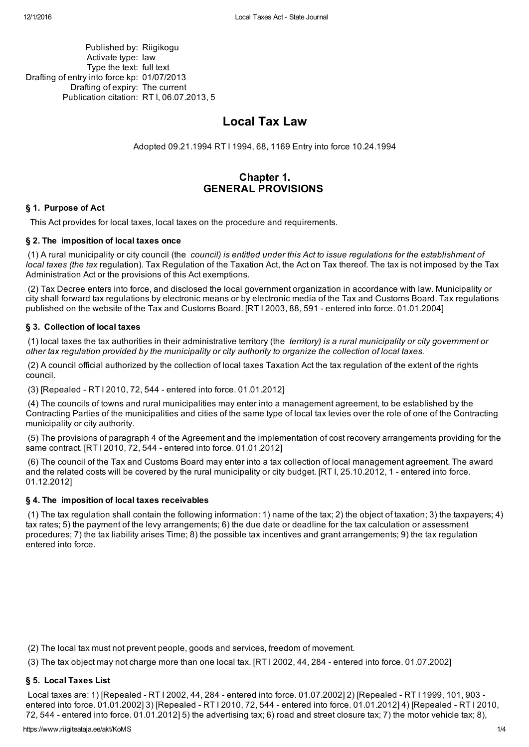Published by: Riigikogu
Activate type: law
Type the text: full text
Drafting of entry into force kp: 01/07/2013
Drafting of expiry: The current
Publication citation: RT I, 06.07.2013, 5

# Local Tax Law

Adopted 09.21.1994 RT I 1994, 68, 1169 Entry into force 10.24.1994

## Chapter 1. GENERAL PROVISIONS

### § 1. Purpose of Act

This Act provides for local taxes, local taxes on the procedure and requirements.

### § 2. The imposition of local taxes once

(1) A rural municipality or city council (the *council) is entitled under this Act to issue regulations for the establishment of local taxes (the tax* regulation). Tax Regulation of the Taxation Act, the Act on Tax thereof. The tax is not imposed by the Tax Administration Act or the provisions of this Act exemptions.

(2) Tax Decree enters into force, and disclosed the local government organization in accordance with law. Municipality or city shall forward tax regulations by electronic means or by electronic media of the Tax and Customs Board. Tax regulations published on the website of the Tax and Customs Board. [RT I 2003, 88, 591 - entered into force. 01.01.2004]

### § 3. Collection of local taxes

(1) local taxes the tax authorities in their administrative territory (the *territory) is a rural municipality or city government or other tax regulation provided by the municipality or city authority to organize the collection of local taxes.*

(2) A council official authorized by the collection of local taxes Taxation Act the tax regulation of the extent of the rights council.

(3) [Repealed - RT I 2010, 72, 544 - entered into force. 01.01.2012]

(4) The councils of towns and rural municipalities may enter into a management agreement, to be established by the Contracting Parties of the municipalities and cities of the same type of local tax levies over the role of one of the Contracting municipality or city authority.

(5) The provisions of paragraph 4 of the Agreement and the implementation of cost recovery arrangements providing for the same contract. [RT I 2010, 72, 544 - entered into force. 01.01.2012]

(6) The council of the Tax and Customs Board may enter into a tax collection of local management agreement. The award and the related costs will be covered by the rural municipality or city budget. [RT I, 25.10.2012, 1 - entered into force. 01.12.2012]

### § 4. The imposition of local taxes receivables

(1) The tax regulation shall contain the following information: 1) name of the tax; 2) the object of taxation; 3) the taxpayers; 4) tax rates; 5) the payment of the levy arrangements; 6) the due date or deadline for the tax calculation or assessment procedures; 7) the tax liability arises Time; 8) the possible tax incentives and grant arrangements; 9) the tax regulation entered into force.

(2) The local tax must not prevent people, goods and services, freedom of movement.

(3) The tax object may not charge more than one local tax. [RT I 2002, 44, 284 - entered into force. 01.07.2002]

### § 5. Local Taxes List

Local taxes are: 1) [Repealed - RT I 2002, 44, 284 - entered into force. 01.07.2002] 2) [Repealed - RT I 1999, 101, 903 - entered into force. 01.01.2002] 3) [Repealed - RT I 2010, 72, 544 - entered into force. 01.01.2012] 4) [Repealed - RT I 2010, 72, 544 - entered into force. 01.01.2012] 5) the advertising tax; 6) road and street closure tax; 7) the motor vehicle tax; 8),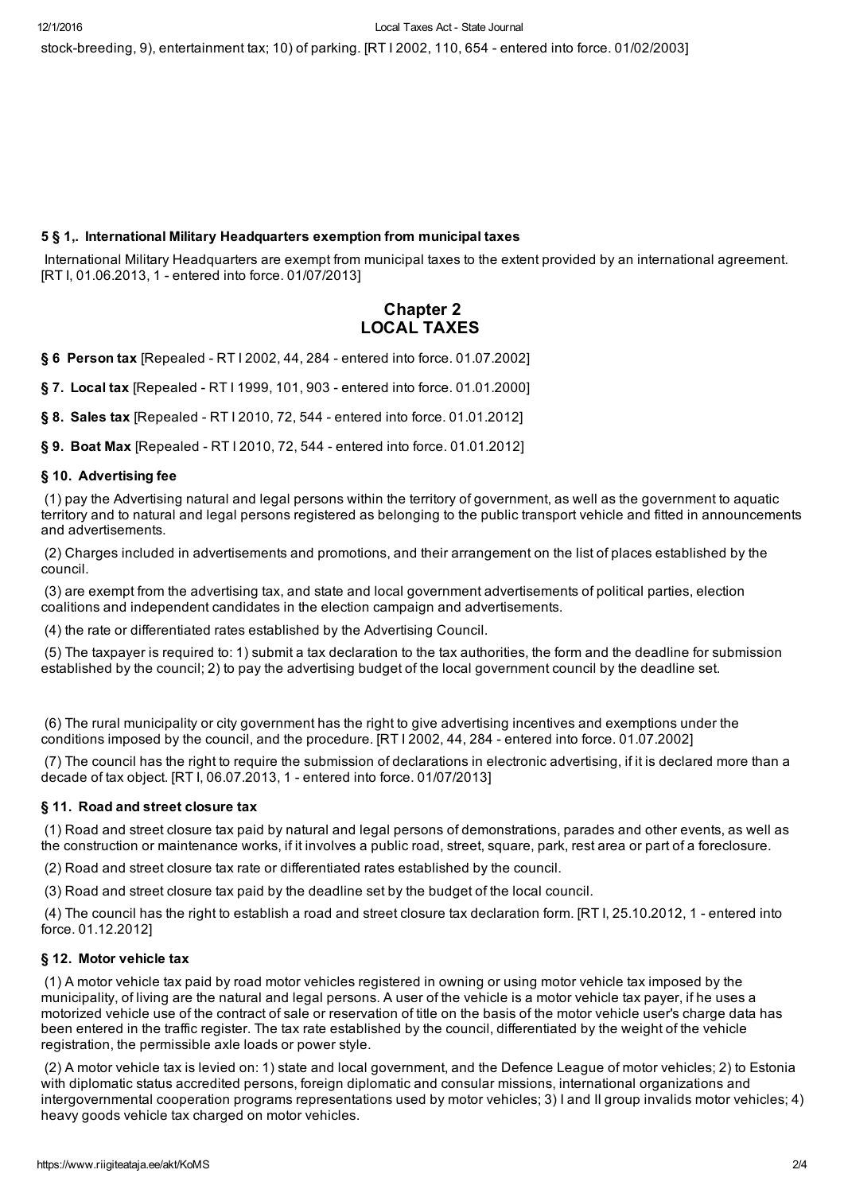stock-breeding, 9), entertainment tax; 10) of parking. [RT I 2002, 110, 654 - entered into force. 01/02/2003]

#### 5 § 1,. International Military Headquarters exemption from municipal taxes

International Military Headquarters are exempt from municipal taxes to the extent provided by an international agreement. [RT I, 01.06.2013, 1 - entered into force. 01/07/2013]

## Chapter 2
## LOCAL TAXES

**§ 6 Person tax** [Repealed - RT I 2002, 44, 284 - entered into force. 01.07.2002]

**§ 7. Local tax** [Repealed - RT I 1999, 101, 903 - entered into force. 01.01.2000]

**§ 8. Sales tax** [Repealed - RT I 2010, 72, 544 - entered into force. 01.01.2012]

**§ 9. Boat Max** [Repealed - RT I 2010, 72, 544 - entered into force. 01.01.2012]

#### § 10. Advertising fee

(1) pay the Advertising natural and legal persons within the territory of government, as well as the government to aquatic territory and to natural and legal persons registered as belonging to the public transport vehicle and fitted in announcements and advertisements.

(2) Charges included in advertisements and promotions, and their arrangement on the list of places established by the council.

(3) are exempt from the advertising tax, and state and local government advertisements of political parties, election coalitions and independent candidates in the election campaign and advertisements.

(4) the rate or differentiated rates established by the Advertising Council.

(5) The taxpayer is required to: 1) submit a tax declaration to the tax authorities, the form and the deadline for submission established by the council; 2) to pay the advertising budget of the local government council by the deadline set.

(6) The rural municipality or city government has the right to give advertising incentives and exemptions under the conditions imposed by the council, and the procedure. [RT I 2002, 44, 284 - entered into force. 01.07.2002]

(7) The council has the right to require the submission of declarations in electronic advertising, if it is declared more than a decade of tax object. [RT I, 06.07.2013, 1 - entered into force. 01/07/2013]

#### § 11. Road and street closure tax

(1) Road and street closure tax paid by natural and legal persons of demonstrations, parades and other events, as well as the construction or maintenance works, if it involves a public road, street, square, park, rest area or part of a foreclosure.

(2) Road and street closure tax rate or differentiated rates established by the council.

(3) Road and street closure tax paid by the deadline set by the budget of the local council.

(4) The council has the right to establish a road and street closure tax declaration form. [RT I, 25.10.2012, 1 - entered into force. 01.12.2012]

#### § 12. Motor vehicle tax

(1) A motor vehicle tax paid by road motor vehicles registered in owning or using motor vehicle tax imposed by the municipality, of living are the natural and legal persons. A user of the vehicle is a motor vehicle tax payer, if he uses a motorized vehicle use of the contract of sale or reservation of title on the basis of the motor vehicle user's charge data has been entered in the traffic register. The tax rate established by the council, differentiated by the weight of the vehicle registration, the permissible axle loads or power style.

(2) A motor vehicle tax is levied on: 1) state and local government, and the Defence League of motor vehicles; 2) to Estonia with diplomatic status accredited persons, foreign diplomatic and consular missions, international organizations and intergovernmental cooperation programs representations used by motor vehicles; 3) I and II group invalids motor vehicles; 4) heavy goods vehicle tax charged on motor vehicles.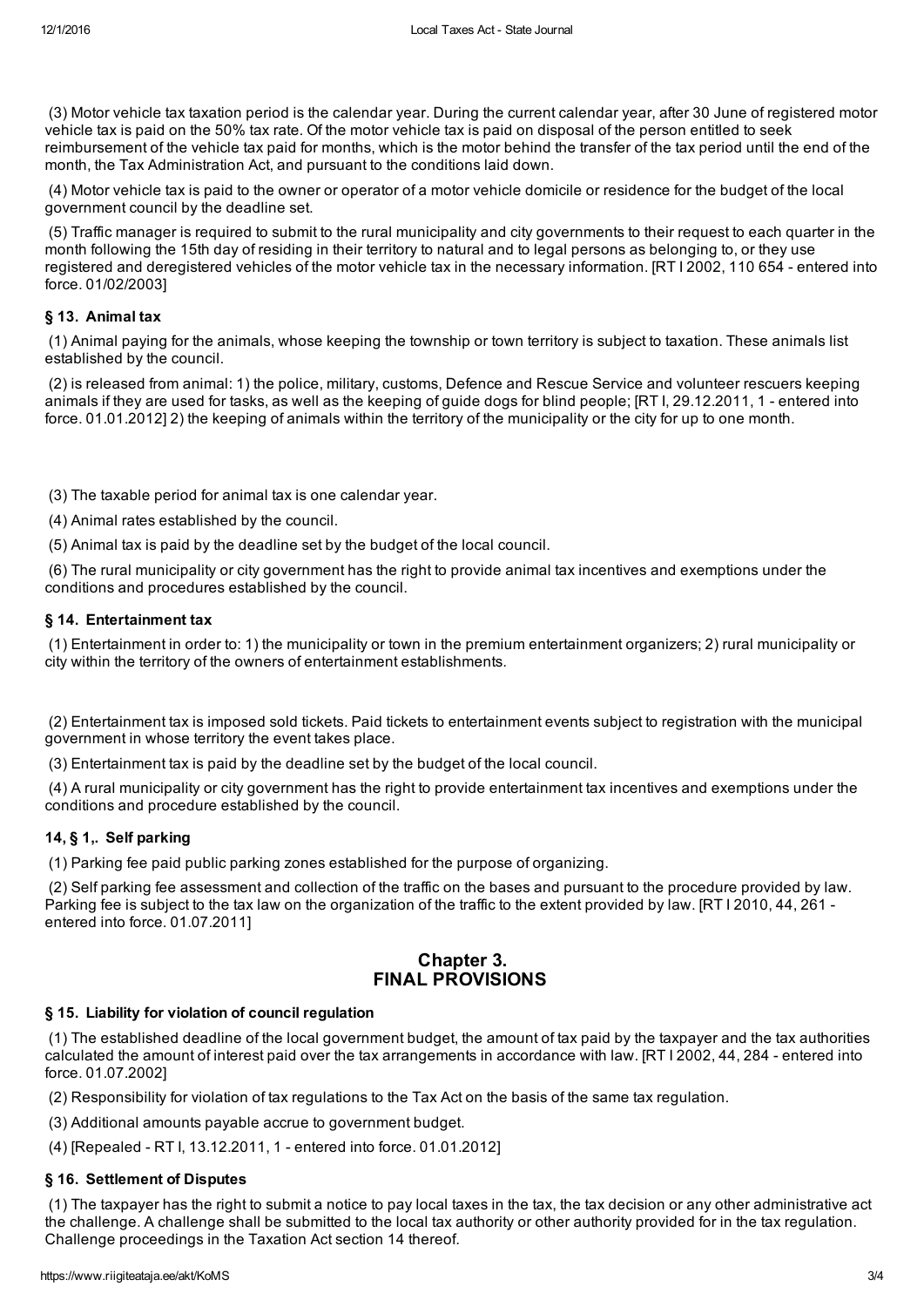(3) Motor vehicle tax taxation period is the calendar year. During the current calendar year, after 30 June of registered motor vehicle tax is paid on the 50% tax rate. Of the motor vehicle tax is paid on disposal of the person entitled to seek reimbursement of the vehicle tax paid for months, which is the motor behind the transfer of the tax period until the end of the month, the Tax Administration Act, and pursuant to the conditions laid down.

(4) Motor vehicle tax is paid to the owner or operator of a motor vehicle domicile or residence for the budget of the local government council by the deadline set.

(5) Traffic manager is required to submit to the rural municipality and city governments to their request to each quarter in the month following the 15th day of residing in their territory to natural and to legal persons as belonging to, or they use registered and deregistered vehicles of the motor vehicle tax in the necessary information. [RT I 2002, 110 654 - entered into force. 01/02/2003]

### § 13. Animal tax

(1) Animal paying for the animals, whose keeping the township or town territory is subject to taxation. These animals list established by the council.

(2) is released from animal: 1) the police, military, customs, Defence and Rescue Service and volunteer rescuers keeping animals if they are used for tasks, as well as the keeping of guide dogs for blind people; [RT I, 29.12.2011, 1 - entered into force. 01.01.2012] 2) the keeping of animals within the territory of the municipality or the city for up to one month.

(3) The taxable period for animal tax is one calendar year.

(4) Animal rates established by the council.

(5) Animal tax is paid by the deadline set by the budget of the local council.

(6) The rural municipality or city government has the right to provide animal tax incentives and exemptions under the conditions and procedures established by the council.

### § 14. Entertainment tax

(1) Entertainment in order to: 1) the municipality or town in the premium entertainment organizers; 2) rural municipality or city within the territory of the owners of entertainment establishments.

(2) Entertainment tax is imposed sold tickets. Paid tickets to entertainment events subject to registration with the municipal government in whose territory the event takes place.

(3) Entertainment tax is paid by the deadline set by the budget of the local council.

(4) A rural municipality or city government has the right to provide entertainment tax incentives and exemptions under the conditions and procedure established by the council.

### 14, § 1,. Self parking

(1) Parking fee paid public parking zones established for the purpose of organizing.

(2) Self parking fee assessment and collection of the traffic on the bases and pursuant to the procedure provided by law. Parking fee is subject to the tax law on the organization of the traffic to the extent provided by law. [RT I 2010, 44, 261 - entered into force. 01.07.2011]

## Chapter 3. FINAL PROVISIONS

### § 15. Liability for violation of council regulation

(1) The established deadline of the local government budget, the amount of tax paid by the taxpayer and the tax authorities calculated the amount of interest paid over the tax arrangements in accordance with law. [RT I 2002, 44, 284 - entered into force. 01.07.2002]

(2) Responsibility for violation of tax regulations to the Tax Act on the basis of the same tax regulation.

(3) Additional amounts payable accrue to government budget.

(4) [Repealed - RT I, 13.12.2011, 1 - entered into force. 01.01.2012]

### § 16. Settlement of Disputes

(1) The taxpayer has the right to submit a notice to pay local taxes in the tax, the tax decision or any other administrative act the challenge. A challenge shall be submitted to the local tax authority or other authority provided for in the tax regulation. Challenge proceedings in the Taxation Act section 14 thereof.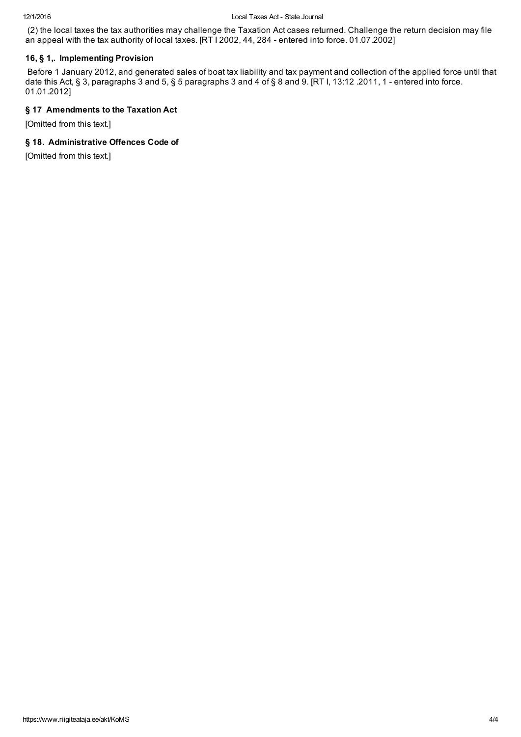(2) the local taxes the tax authorities may challenge the Taxation Act cases returned. Challenge the return decision may file an appeal with the tax authority of local taxes. [RT I 2002, 44, 284 - entered into force. 01.07.2002]

### 16, § 1,. Implementing Provision

Before 1 January 2012, and generated sales of boat tax liability and tax payment and collection of the applied force until that date this Act, § 3, paragraphs 3 and 5, § 5 paragraphs 3 and 4 of § 8 and 9. [RT I, 13:12 .2011, 1 - entered into force. 01.01.2012]

### § 17 Amendments to the Taxation Act

[Omitted from this text.]

### § 18. Administrative Offences Code of

[Omitted from this text.]